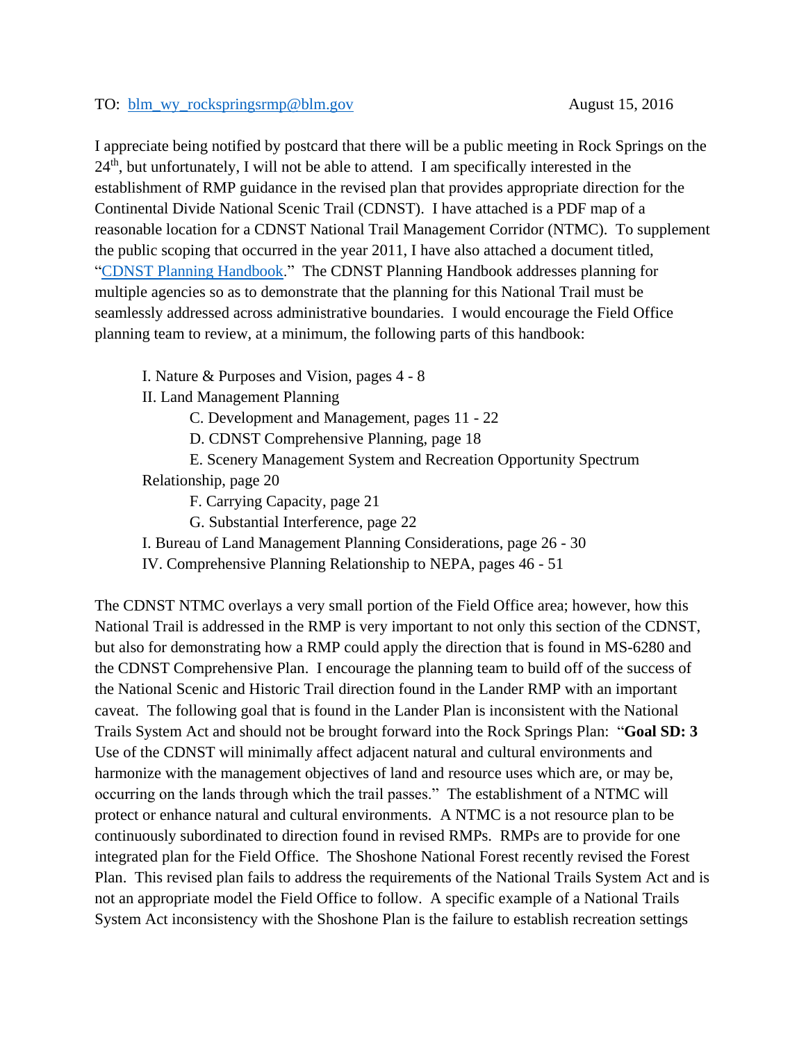TO: blm_wy_rockspringsrmp@blm.gov August 15, 2016

I appreciate being notified by postcard that there will be a public meeting in Rock Springs on the 24th, but unfortunately, I will not be able to attend. I am specifically interested in the establishment of RMP guidance in the revised plan that provides appropriate direction for the Continental Divide National Scenic Trail (CDNST). I have attached is a PDF map of a reasonable location for a CDNST National Trail Management Corridor (NTMC). To supplement the public scoping that occurred in the year 2011, I have also attached a document titled, "CDNST Planning Handbook." The CDNST Planning Handbook addresses planning for multiple agencies so as to demonstrate that the planning for this National Trail must be seamlessly addressed across administrative boundaries. I would encourage the Field Office planning team to review, at a minimum, the following parts of this handbook:

- I. Nature & Purposes and Vision, pages 4 - 8
- II. Land Management Planning
  - C. Development and Management, pages 11 - 22
  - D. CDNST Comprehensive Planning, page 18
  - E. Scenery Management System and Recreation Opportunity Spectrum Relationship, page 20
  - F. Carrying Capacity, page 21
  - G. Substantial Interference, page 22
- I. Bureau of Land Management Planning Considerations, page 26 - 30
- IV. Comprehensive Planning Relationship to NEPA, pages 46 - 51

The CDNST NTMC overlays a very small portion of the Field Office area; however, how this National Trail is addressed in the RMP is very important to not only this section of the CDNST, but also for demonstrating how a RMP could apply the direction that is found in MS-6280 and the CDNST Comprehensive Plan. I encourage the planning team to build off of the success of the National Scenic and Historic Trail direction found in the Lander RMP with an important caveat. The following goal that is found in the Lander Plan is inconsistent with the National Trails System Act and should not be brought forward into the Rock Springs Plan: "**Goal SD: 3** Use of the CDNST will minimally affect adjacent natural and cultural environments and harmonize with the management objectives of land and resource uses which are, or may be, occurring on the lands through which the trail passes." The establishment of a NTMC will protect or enhance natural and cultural environments. A NTMC is a not resource plan to be continuously subordinated to direction found in revised RMPs. RMPs are to provide for one integrated plan for the Field Office. The Shoshone National Forest recently revised the Forest Plan. This revised plan fails to address the requirements of the National Trails System Act and is not an appropriate model the Field Office to follow. A specific example of a National Trails System Act inconsistency with the Shoshone Plan is the failure to establish recreation settings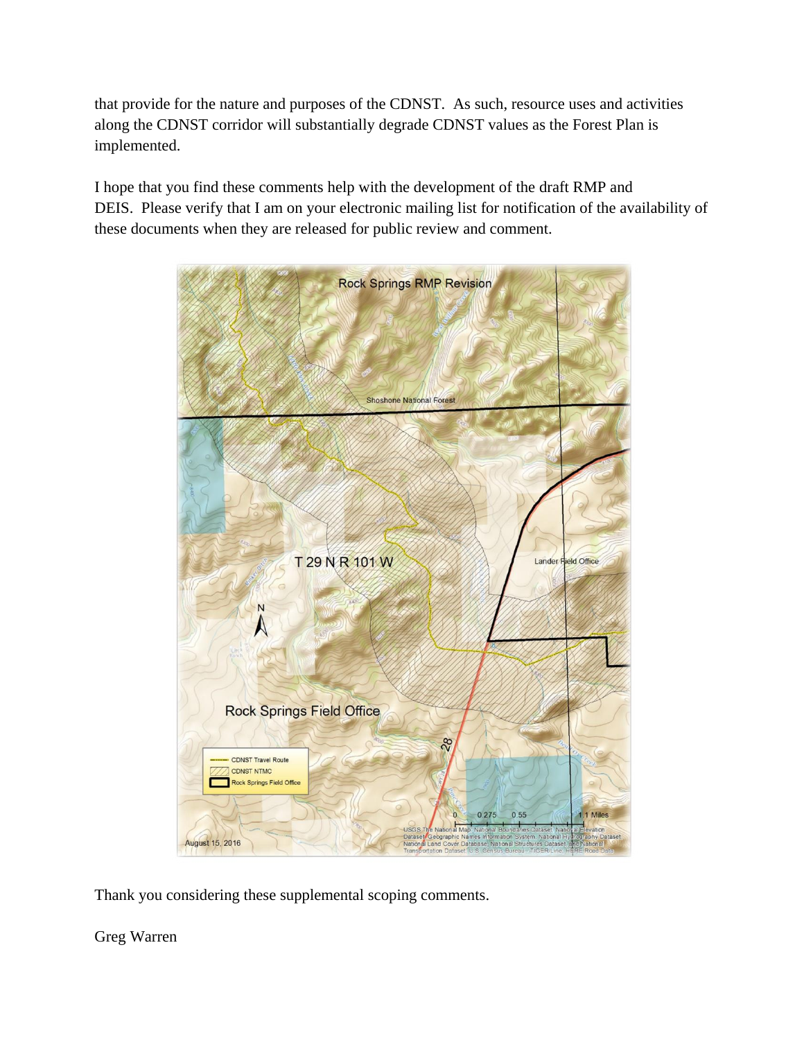that provide for the nature and purposes of the CDNST. As such, resource uses and activities along the CDNST corridor will substantially degrade CDNST values as the Forest Plan is implemented.

I hope that you find these comments help with the development of the draft RMP and DEIS. Please verify that I am on your electronic mailing list for notification of the availability of these documents when they are released for public review and comment.

Rock Springs RMP Revision

Shoshone National Forest

T 29 N R 101 W

Lander Field Office

Rock Springs Field Office

28

CDNST Travel Route

CDNST NTMC

Rock Springs Field Office

0 0.275 0.55 1.1 Miles

August 15, 2016

USGS The National Map: National Boundaries Dataset, National Elevation Dataset, Geographic Names Information System, National Hydrography Dataset, National Land Cover Database, National Structures Dataset, and National Transportation Dataset; U.S. Census Bureau - TIGER/Line; HERE Road Data

Thank you considering these supplemental scoping comments.

Greg Warren